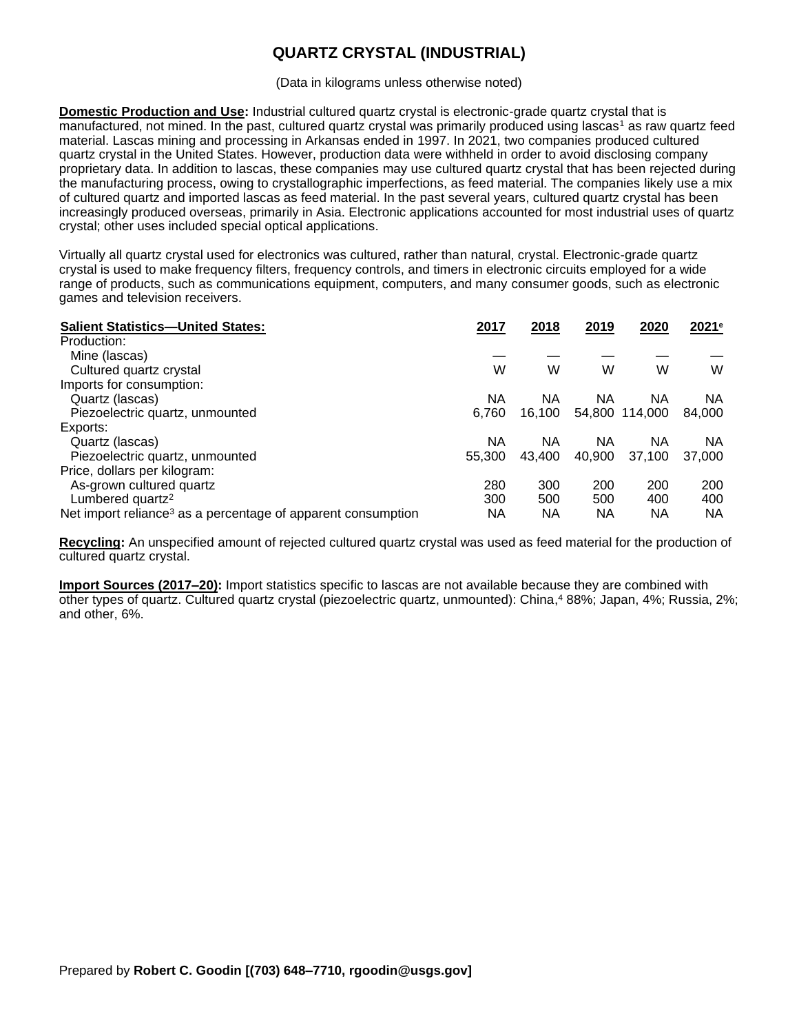# QUARTZ CRYSTAL (INDUSTRIAL)

(Data in kilograms unless otherwise noted)

**Domestic Production and Use:** Industrial cultured quartz crystal is electronic-grade quartz crystal that is manufactured, not mined. In the past, cultured quartz crystal was primarily produced using lascas[1] as raw quartz feed material. Lascas mining and processing in Arkansas ended in 1997. In 2021, two companies produced cultured quartz crystal in the United States. However, production data were withheld in order to avoid disclosing company proprietary data. In addition to lascas, these companies may use cultured quartz crystal that has been rejected during the manufacturing process, owing to crystallographic imperfections, as feed material. The companies likely use a mix of cultured quartz and imported lascas as feed material. In the past several years, cultured quartz crystal has been increasingly produced overseas, primarily in Asia. Electronic applications accounted for most industrial uses of quartz crystal; other uses included special optical applications.

Virtually all quartz crystal used for electronics was cultured, rather than natural, crystal. Electronic-grade quartz crystal is used to make frequency filters, frequency controls, and timers in electronic circuits employed for a wide range of products, such as communications equipment, computers, and many consumer goods, such as electronic games and television receivers.

| Salient Statistics—United States: | 2017 | 2018 | 2019 | 2020 | 2021[e] |
|---|---|---|---|---|---|
| Production: | | | | | |
| Mine (lascas) | — | — | — | — | — |
| Cultured quartz crystal | W | W | W | W | W |
| Imports for consumption: | | | | | |
| Quartz (lascas) | NA | NA | NA | NA | NA |
| Piezoelectric quartz, unmounted | 6,760 | 16,100 | 54,800 | 114,000 | 84,000 |
| Exports: | | | | | |
| Quartz (lascas) | NA | NA | NA | NA | NA |
| Piezoelectric quartz, unmounted | 55,300 | 43,400 | 40,900 | 37,100 | 37,000 |
| Price, dollars per kilogram: | | | | | |
| As-grown cultured quartz | 280 | 300 | 200 | 200 | 200 |
| Lumbered quartz[2] | 300 | 500 | 500 | 400 | 400 |
| Net import reliance[3] as a percentage of apparent consumption | NA | NA | NA | NA | NA |

**Recycling:** An unspecified amount of rejected cultured quartz crystal was used as feed material for the production of cultured quartz crystal.

**Import Sources (2017–20):** Import statistics specific to lascas are not available because they are combined with other types of quartz. Cultured quartz crystal (piezoelectric quartz, unmounted): China,[4] 88%; Japan, 4%; Russia, 2%; and other, 6%.

Prepared by **Robert C. Goodin [(703) 648–7710, rgoodin@usgs.gov]**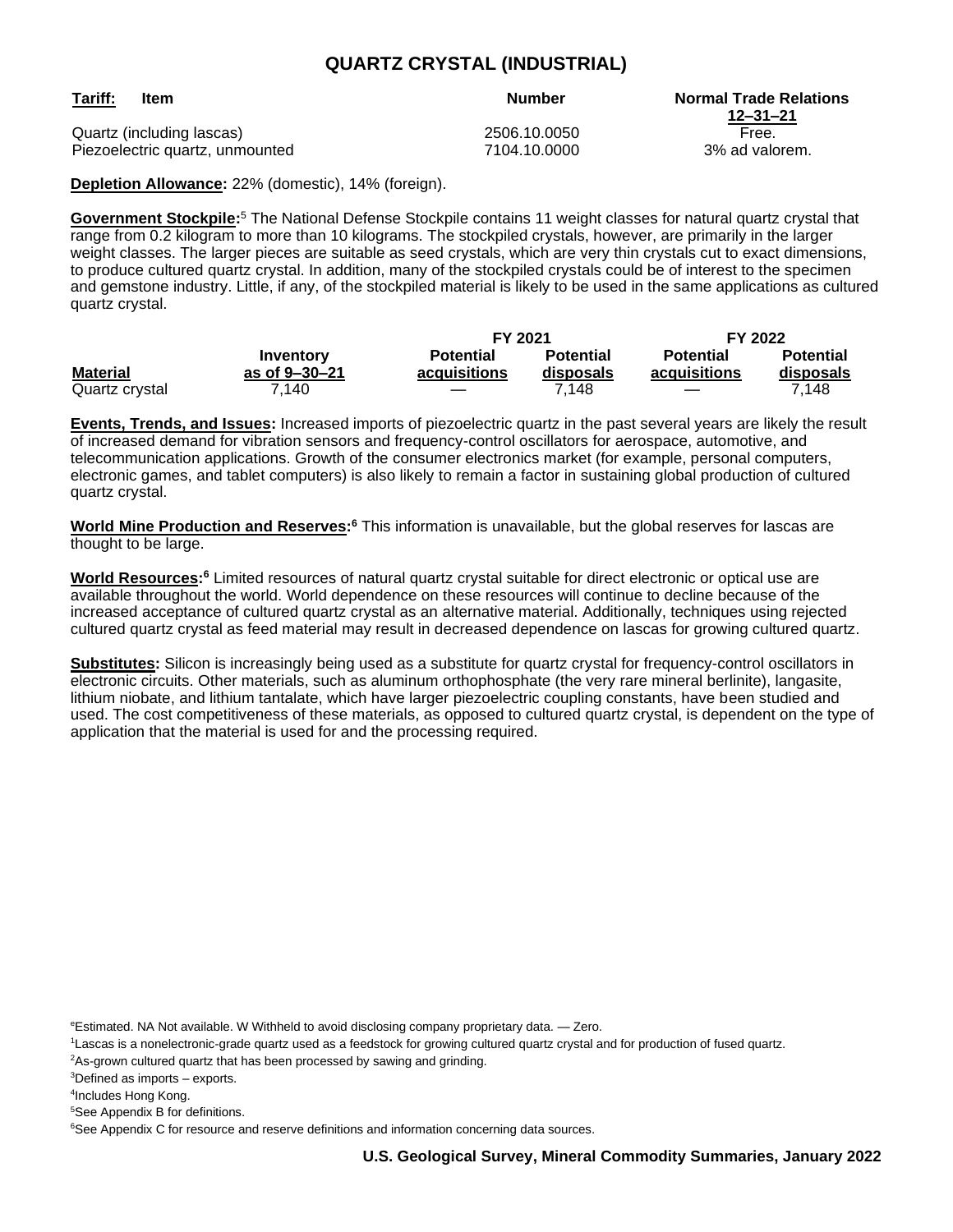# QUARTZ CRYSTAL (INDUSTRIAL)

| Tariff: Item | Number | Normal Trade Relations 12–31–21 |
|---|---|---|
| Quartz (including lascas) | 2506.10.0050 | Free. |
| Piezoelectric quartz, unmounted | 7104.10.0000 | 3% ad valorem. |

**Depletion Allowance:** 22% (domestic), 14% (foreign).

**Government Stockpile:**[5] The National Defense Stockpile contains 11 weight classes for natural quartz crystal that range from 0.2 kilogram to more than 10 kilograms. The stockpiled crystals, however, are primarily in the larger weight classes. The larger pieces are suitable as seed crystals, which are very thin crystals cut to exact dimensions, to produce cultured quartz crystal. In addition, many of the stockpiled crystals could be of interest to the specimen and gemstone industry. Little, if any, of the stockpiled material is likely to be used in the same applications as cultured quartz crystal.

| | | FY 2021 | | FY 2022 | |
|---|---|---|---|---|---|
| Material | Inventory as of 9–30–21 | Potential acquisitions | Potential disposals | Potential acquisitions | Potential disposals |
| Quartz crystal | 7,140 | — | 7,148 | — | 7,148 |

**Events, Trends, and Issues:** Increased imports of piezoelectric quartz in the past several years are likely the result of increased demand for vibration sensors and frequency-control oscillators for aerospace, automotive, and telecommunication applications. Growth of the consumer electronics market (for example, personal computers, electronic games, and tablet computers) is also likely to remain a factor in sustaining global production of cultured quartz crystal.

**World Mine Production and Reserves:**[6] This information is unavailable, but the global reserves for lascas are thought to be large.

**World Resources:**[6] Limited resources of natural quartz crystal suitable for direct electronic or optical use are available throughout the world. World dependence on these resources will continue to decline because of the increased acceptance of cultured quartz crystal as an alternative material. Additionally, techniques using rejected cultured quartz crystal as feed material may result in decreased dependence on lascas for growing cultured quartz.

**Substitutes:** Silicon is increasingly being used as a substitute for quartz crystal for frequency-control oscillators in electronic circuits. Other materials, such as aluminum orthophosphate (the very rare mineral berlinite), langasite, lithium niobate, and lithium tantalate, which have larger piezoelectric coupling constants, have been studied and used. The cost competitiveness of these materials, as opposed to cultured quartz crystal, is dependent on the type of application that the material is used for and the processing required.

[e]Estimated. NA Not available. W Withheld to avoid disclosing company proprietary data. — Zero.

[1]Lascas is a nonelectronic-grade quartz used as a feedstock for growing cultured quartz crystal and for production of fused quartz.

[2]As-grown cultured quartz that has been processed by sawing and grinding.

[3]Defined as imports – exports.

[4]Includes Hong Kong.

[5]See Appendix B for definitions.

[6]See Appendix C for resource and reserve definitions and information concerning data sources.